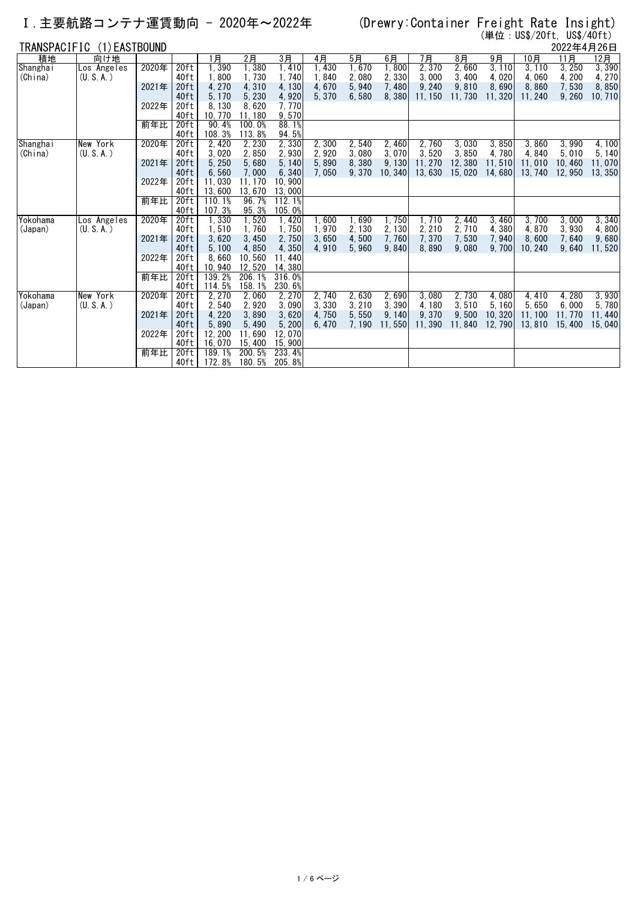# Ｉ.主要航路コンテナ運賃動向 - 2020年～2022年

(Drewry:Container Freight Rate Insight)

(単位：US$/20ft, US$/40ft)

## TRANSPACIFIC (1)EASTBOUND

2022年4月26日

| 積地 | 向け地 | | | 1月 | 2月 | 3月 | 4月 | 5月 | 6月 | 7月 | 8月 | 9月 | 10月 | 11月 | 12月 |
|---|---|---|---|---|---|---|---|---|---|---|---|---|---|---|---|
| Shanghai (China) | Los Angeles (U.S.A.) | 2020年 | 20ft | 1,390 | 1,380 | 1,410 | 1,430 | 1,670 | 1,800 | 2,370 | 2,660 | 3,110 | 3,110 | 3,250 | 3,390 |
| | | | 40ft | 1,800 | 1,730 | 1,740 | 1,840 | 2,080 | 2,330 | 3,000 | 3,400 | 4,020 | 4,060 | 4,200 | 4,270 |
| | | 2021年 | 20ft | 4,270 | 4,310 | 4,130 | 4,670 | 5,940 | 7,480 | 9,240 | 9,810 | 8,690 | 8,860 | 7,530 | 8,850 |
| | | | 40ft | 5,170 | 5,230 | 4,920 | 5,370 | 6,580 | 8,380 | 11,150 | 11,730 | 11,320 | 11,240 | 9,260 | 10,710 |
| | | 2022年 | 20ft | 8,130 | 8,620 | 7,770 | | | | | | | | | |
| | | | 40ft | 10,770 | 11,180 | 9,570 | | | | | | | | | |
| | | 前年比 | 20ft | 90.4% | 100.0% | 88.1% | | | | | | | | | |
| | | | 40ft | 108.3% | 113.8% | 94.5% | | | | | | | | | |
| Shanghai (China) | New York (U.S.A.) | 2020年 | 20ft | 2,420 | 2,230 | 2,330 | 2,300 | 2,540 | 2,460 | 2,760 | 3,030 | 3,850 | 3,860 | 3,990 | 4,100 |
| | | | 40ft | 3,020 | 2,850 | 2,930 | 2,920 | 3,080 | 3,070 | 3,520 | 3,850 | 4,780 | 4,840 | 5,010 | 5,140 |
| | | 2021年 | 20ft | 5,250 | 5,680 | 5,140 | 5,890 | 8,380 | 9,130 | 11,270 | 12,380 | 11,510 | 11,010 | 10,460 | 11,070 |
| | | | 40ft | 6,560 | 7,000 | 6,340 | 7,050 | 9,370 | 10,340 | 13,630 | 15,020 | 14,680 | 13,740 | 12,950 | 13,350 |
| | | 2022年 | 20ft | 11,030 | 11,170 | 10,900 | | | | | | | | | |
| | | | 40ft | 13,600 | 13,670 | 13,000 | | | | | | | | | |
| | | 前年比 | 20ft | 110.1% | 96.7% | 112.1% | | | | | | | | | |
| | | | 40ft | 107.3% | 95.3% | 105.0% | | | | | | | | | |
| Yokohama (Japan) | Los Angeles (U.S.A.) | 2020年 | 20ft | 1,330 | 1,520 | 1,420 | 1,600 | 1,690 | 1,750 | 1,710 | 2,440 | 3,460 | 3,700 | 3,000 | 3,340 |
| | | | 40ft | 1,510 | 1,760 | 1,750 | 1,970 | 2,130 | 2,130 | 2,210 | 2,710 | 4,380 | 4,870 | 3,930 | 4,800 |
| | | 2021年 | 20ft | 3,620 | 3,450 | 2,750 | 3,650 | 4,500 | 7,760 | 7,370 | 7,530 | 7,940 | 8,600 | 7,640 | 9,680 |
| | | | 40ft | 5,100 | 4,850 | 4,350 | 4,910 | 5,960 | 9,840 | 8,890 | 9,080 | 9,700 | 10,240 | 9,640 | 11,520 |
| | | 2022年 | 20ft | 8,660 | 10,560 | 11,440 | | | | | | | | | |
| | | | 40ft | 10,940 | 12,520 | 14,380 | | | | | | | | | |
| | | 前年比 | 20ft | 139.2% | 206.1% | 316.0% | | | | | | | | | |
| | | | 40ft | 114.5% | 158.1% | 230.6% | | | | | | | | | |
| Yokohama (Japan) | New York (U.S.A.) | 2020年 | 20ft | 2,270 | 2,060 | 2,270 | 2,740 | 2,630 | 2,690 | 3,080 | 2,730 | 4,080 | 4,410 | 4,280 | 3,930 |
| | | | 40ft | 2,540 | 2,920 | 3,090 | 3,330 | 3,210 | 3,390 | 4,180 | 3,510 | 5,160 | 5,650 | 6,000 | 5,780 |
| | | 2021年 | 20ft | 4,220 | 3,890 | 3,620 | 4,750 | 5,550 | 9,140 | 9,370 | 9,500 | 10,320 | 11,100 | 11,770 | 11,440 |
| | | | 40ft | 5,890 | 5,490 | 5,200 | 6,470 | 7,190 | 11,550 | 11,390 | 11,840 | 12,790 | 13,810 | 15,400 | 15,040 |
| | | 2022年 | 20ft | 12,200 | 11,690 | 12,070 | | | | | | | | | |
| | | | 40ft | 16,070 | 15,400 | 15,900 | | | | | | | | | |
| | | 前年比 | 20ft | 189.1% | 200.5% | 233.4% | | | | | | | | | |
| | | | 40ft | 172.8% | 180.5% | 205.8% | | | | | | | | | |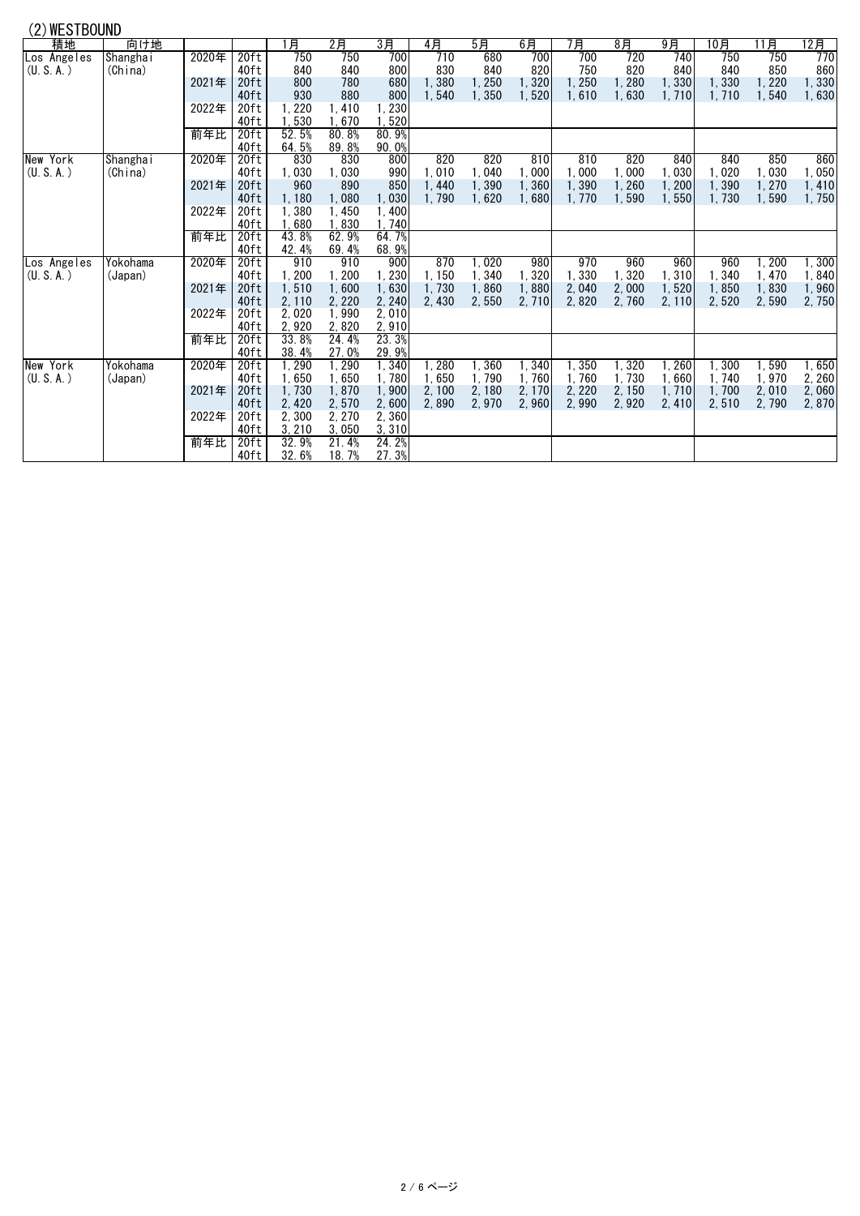## (2) WESTBOUND

| 積地 | 向け地 | | | 1月 | 2月 | 3月 | 4月 | 5月 | 6月 | 7月 | 8月 | 9月 | 10月 | 11月 | 12月 |
|---|---|---|---|---|---|---|---|---|---|---|---|---|---|---|---|
| Los Angeles | Shanghai | 2020年 | 20ft | 750 | 750 | 700 | 710 | 680 | 700 | 700 | 720 | 740 | 750 | 750 | 770 |
| (U. S. A.) | (China) | | 40ft | 840 | 840 | 800 | 830 | 840 | 820 | 750 | 820 | 840 | 840 | 850 | 860 |
| | | 2021年 | 20ft | 800 | 780 | 680 | 1,380 | 1,250 | 1,320 | 1,250 | 1,280 | 1,330 | 1,330 | 1,220 | 1,330 |
| | | | 40ft | 930 | 880 | 800 | 1,540 | 1,350 | 1,520 | 1,610 | 1,630 | 1,710 | 1,710 | 1,540 | 1,630 |
| | | 2022年 | 20ft | 1,220 | 1,410 | 1,230 | | | | | | | | | |
| | | | 40ft | 1,530 | 1,670 | 1,520 | | | | | | | | | |
| | | 前年比 | 20ft | 52.5% | 80.8% | 80.9% | | | | | | | | | |
| | | | 40ft | 64.5% | 89.8% | 90.0% | | | | | | | | | |
| New York | Shanghai | 2020年 | 20ft | 830 | 830 | 800 | 820 | 820 | 810 | 810 | 820 | 840 | 840 | 850 | 860 |
| (U. S. A.) | (China) | | 40ft | 1,030 | 1,030 | 990 | 1,010 | 1,040 | 1,000 | 1,000 | 1,000 | 1,030 | 1,020 | 1,030 | 1,050 |
| | | 2021年 | 20ft | 960 | 890 | 850 | 1,440 | 1,390 | 1,360 | 1,390 | 1,260 | 1,200 | 1,390 | 1,270 | 1,410 |
| | | | 40ft | 1,180 | 1,080 | 1,030 | 1,790 | 1,620 | 1,680 | 1,770 | 1,590 | 1,550 | 1,730 | 1,590 | 1,750 |
| | | 2022年 | 20ft | 1,380 | 1,450 | 1,400 | | | | | | | | | |
| | | | 40ft | 1,680 | 1,830 | 1,740 | | | | | | | | | |
| | | 前年比 | 20ft | 43.8% | 62.9% | 64.7% | | | | | | | | | |
| | | | 40ft | 42.4% | 69.4% | 68.9% | | | | | | | | | |
| Los Angeles | Yokohama | 2020年 | 20ft | 910 | 910 | 900 | 870 | 1,020 | 980 | 970 | 960 | 960 | 960 | 1,200 | 1,300 |
| (U. S. A.) | (Japan) | | 40ft | 1,200 | 1,200 | 1,230 | 1,150 | 1,340 | 1,320 | 1,330 | 1,320 | 1,310 | 1,340 | 1,470 | 1,840 |
| | | 2021年 | 20ft | 1,510 | 1,600 | 1,630 | 1,730 | 1,860 | 1,880 | 2,040 | 2,000 | 1,520 | 1,850 | 1,830 | 1,960 |
| | | | 40ft | 2,110 | 2,220 | 2,240 | 2,430 | 2,550 | 2,710 | 2,820 | 2,760 | 2,110 | 2,520 | 2,590 | 2,750 |
| | | 2022年 | 20ft | 2,020 | 1,990 | 2,010 | | | | | | | | | |
| | | | 40ft | 2,920 | 2,820 | 2,910 | | | | | | | | | |
| | | 前年比 | 20ft | 33.8% | 24.4% | 23.3% | | | | | | | | | |
| | | | 40ft | 38.4% | 27.0% | 29.9% | | | | | | | | | |
| New York | Yokohama | 2020年 | 20ft | 1,290 | 1,290 | 1,340 | 1,280 | 1,360 | 1,340 | 1,350 | 1,320 | 1,260 | 1,300 | 1,590 | 1,650 |
| (U. S. A.) | (Japan) | | 40ft | 1,650 | 1,650 | 1,780 | 1,650 | 1,790 | 1,760 | 1,760 | 1,730 | 1,660 | 1,740 | 1,970 | 2,260 |
| | | 2021年 | 20ft | 1,730 | 1,870 | 1,900 | 2,100 | 2,180 | 2,170 | 2,220 | 2,150 | 1,710 | 1,700 | 2,010 | 2,060 |
| | | | 40ft | 2,420 | 2,570 | 2,600 | 2,890 | 2,970 | 2,960 | 2,990 | 2,920 | 2,410 | 2,510 | 2,790 | 2,870 |
| | | 2022年 | 20ft | 2,300 | 2,270 | 2,360 | | | | | | | | | |
| | | | 40ft | 3,210 | 3,050 | 3,310 | | | | | | | | | |
| | | 前年比 | 20ft | 32.9% | 21.4% | 24.2% | | | | | | | | | |
| | | | 40ft | 32.6% | 18.7% | 27.3% | | | | | | | | | |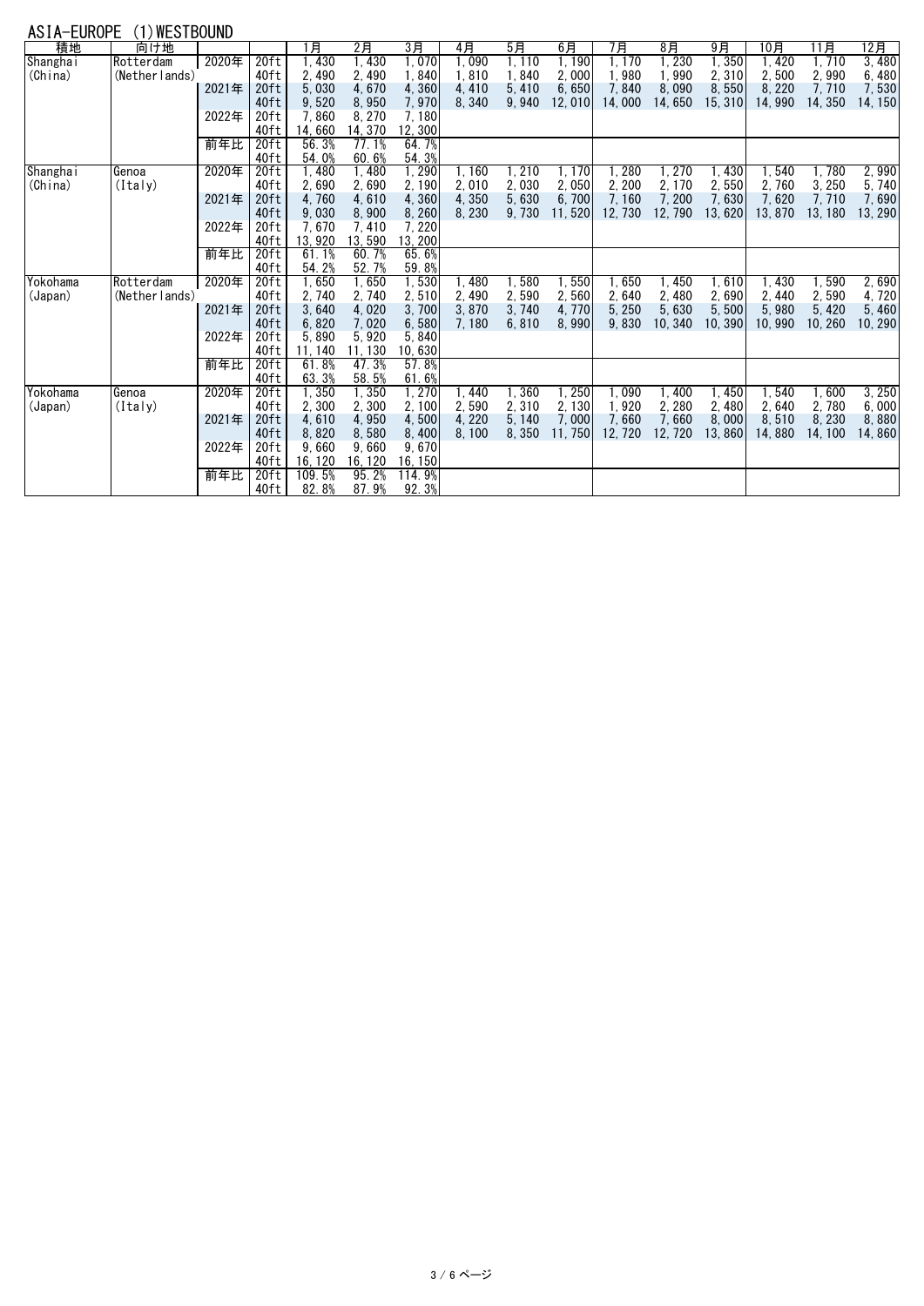## ASIA-EUROPE (1)WESTBOUND

| 積地 | 向け地 | | | 1月 | 2月 | 3月 | 4月 | 5月 | 6月 | 7月 | 8月 | 9月 | 10月 | 11月 | 12月 |
|---|---|---|---|---|---|---|---|---|---|---|---|---|---|---|---|
| Shanghai (China) | Rotterdam (Netherlands) | 2020年 | 20ft | 1,430 | 1,430 | 1,070 | 1,090 | 1,110 | 1,190 | 1,170 | 1,230 | 1,350 | 1,420 | 1,710 | 3,480 |
| | | | 40ft | 2,490 | 2,490 | 1,840 | 1,810 | 1,840 | 2,000 | 1,980 | 1,990 | 2,310 | 2,500 | 2,990 | 6,480 |
| | | 2021年 | 20ft | 5,030 | 4,670 | 4,360 | 4,410 | 5,410 | 6,650 | 7,840 | 8,090 | 8,550 | 8,220 | 7,710 | 7,530 |
| | | | 40ft | 9,520 | 8,950 | 7,970 | 8,340 | 9,940 | 12,010 | 14,000 | 14,650 | 15,310 | 14,990 | 14,350 | 14,150 |
| | | 2022年 | 20ft | 7,860 | 8,270 | 7,180 | | | | | | | | | |
| | | | 40ft | 14,660 | 14,370 | 12,300 | | | | | | | | | |
| | | 前年比 | 20ft | 56.3% | 77.1% | 64.7% | | | | | | | | | |
| | | | 40ft | 54.0% | 60.6% | 54.3% | | | | | | | | | |
| Shanghai (China) | Genoa (Italy) | 2020年 | 20ft | 1,480 | 1,480 | 1,290 | 1,160 | 1,210 | 1,170 | 1,280 | 1,270 | 1,430 | 1,540 | 1,780 | 2,990 |
| | | | 40ft | 2,690 | 2,690 | 2,190 | 2,010 | 2,030 | 2,050 | 2,200 | 2,170 | 2,550 | 2,760 | 3,250 | 5,740 |
| | | 2021年 | 20ft | 4,760 | 4,610 | 4,360 | 4,350 | 5,630 | 6,700 | 7,160 | 7,200 | 7,630 | 7,620 | 7,710 | 7,690 |
| | | | 40ft | 9,030 | 8,900 | 8,260 | 8,230 | 9,730 | 11,520 | 12,730 | 12,790 | 13,620 | 13,870 | 13,180 | 13,290 |
| | | 2022年 | 20ft | 7,670 | 7,410 | 7,220 | | | | | | | | | |
| | | | 40ft | 13,920 | 13,590 | 13,200 | | | | | | | | | |
| | | 前年比 | 20ft | 61.1% | 60.7% | 65.6% | | | | | | | | | |
| | | | 40ft | 54.2% | 52.7% | 59.8% | | | | | | | | | |
| Yokohama (Japan) | Rotterdam (Netherlands) | 2020年 | 20ft | 1,650 | 1,650 | 1,530 | 1,480 | 1,580 | 1,550 | 1,650 | 1,450 | 1,610 | 1,430 | 1,590 | 2,690 |
| | | | 40ft | 2,740 | 2,740 | 2,510 | 2,490 | 2,590 | 2,560 | 2,640 | 2,480 | 2,690 | 2,440 | 2,590 | 4,720 |
| | | 2021年 | 20ft | 3,640 | 4,020 | 3,700 | 3,870 | 3,740 | 4,770 | 5,250 | 5,630 | 5,500 | 5,980 | 5,420 | 5,460 |
| | | | 40ft | 6,820 | 7,020 | 6,580 | 7,180 | 6,810 | 8,990 | 9,830 | 10,340 | 10,390 | 10,990 | 10,260 | 10,290 |
| | | 2022年 | 20ft | 5,890 | 5,920 | 5,840 | | | | | | | | | |
| | | | 40ft | 11,140 | 11,130 | 10,630 | | | | | | | | | |
| | | 前年比 | 20ft | 61.8% | 47.3% | 57.8% | | | | | | | | | |
| | | | 40ft | 63.3% | 58.5% | 61.6% | | | | | | | | | |
| Yokohama (Japan) | Genoa (Italy) | 2020年 | 20ft | 1,350 | 1,350 | 1,270 | 1,440 | 1,360 | 1,250 | 1,090 | 1,400 | 1,450 | 1,540 | 1,600 | 3,250 |
| | | | 40ft | 2,300 | 2,300 | 2,100 | 2,590 | 2,310 | 2,130 | 1,920 | 2,280 | 2,480 | 2,640 | 2,780 | 6,000 |
| | | 2021年 | 20ft | 4,610 | 4,950 | 4,500 | 4,220 | 5,140 | 7,000 | 7,660 | 7,660 | 8,000 | 8,510 | 8,230 | 8,880 |
| | | | 40ft | 8,820 | 8,580 | 8,400 | 8,100 | 8,350 | 11,750 | 12,720 | 12,720 | 13,860 | 14,880 | 14,100 | 14,860 |
| | | 2022年 | 20ft | 9,660 | 9,660 | 9,670 | | | | | | | | | |
| | | | 40ft | 16,120 | 16,120 | 16,150 | | | | | | | | | |
| | | 前年比 | 20ft | 109.5% | 95.2% | 114.9% | | | | | | | | | |
| | | | 40ft | 82.8% | 87.9% | 92.3% | | | | | | | | | |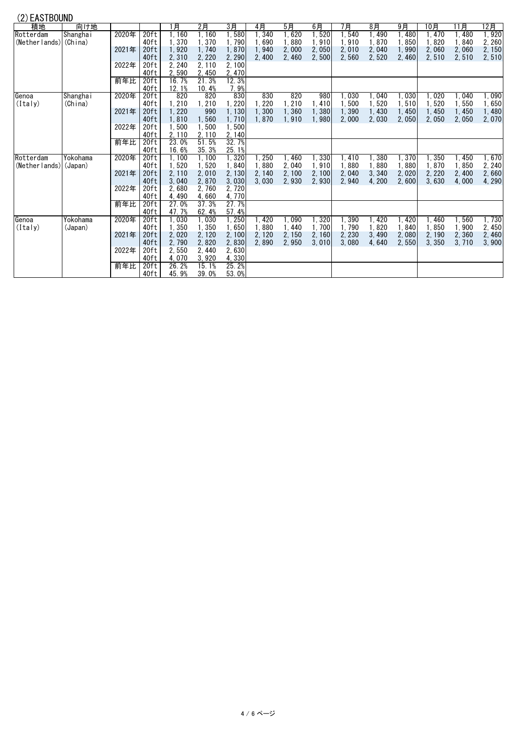## (2) EASTBOUND

| 積地 | 向け地 | | | 1月 | 2月 | 3月 | 4月 | 5月 | 6月 | 7月 | 8月 | 9月 | 10月 | 11月 | 12月 |
|---|---|---|---|---|---|---|---|---|---|---|---|---|---|---|---|
| Rotterdam | Shanghai | 2020年 | 20ft | 1,160 | 1,160 | 1,580 | 1,340 | 1,620 | 1,520 | 1,540 | 1,490 | 1,480 | 1,470 | 1,480 | 1,920 |
| (Netherlands) | (China) | | 40ft | 1,370 | 1,370 | 1,790 | 1,690 | 1,880 | 1,910 | 1,910 | 1,870 | 1,850 | 1,820 | 1,840 | 2,260 |
| | | 2021年 | 20ft | 1,920 | 1,740 | 1,870 | 1,940 | 2,000 | 2,050 | 2,010 | 2,040 | 1,990 | 2,060 | 2,060 | 2,150 |
| | | | 40ft | 2,310 | 2,220 | 2,290 | 2,400 | 2,460 | 2,500 | 2,560 | 2,520 | 2,460 | 2,510 | 2,510 | 2,510 |
| | | 2022年 | 20ft | 2,240 | 2,110 | 2,100 | | | | | | | | | |
| | | | 40ft | 2,590 | 2,450 | 2,470 | | | | | | | | | |
| | | 前年比 | 20ft | 16.7% | 21.3% | 12.3% | | | | | | | | | |
| | | | 40ft | 12.1% | 10.4% | 7.9% | | | | | | | | | |
| Genoa | Shanghai | 2020年 | 20ft | 820 | 820 | 830 | 830 | 820 | 980 | 1,030 | 1,040 | 1,030 | 1,020 | 1,040 | 1,090 |
| (Italy) | (China) | | 40ft | 1,210 | 1,210 | 1,220 | 1,220 | 1,210 | 1,410 | 1,500 | 1,520 | 1,510 | 1,520 | 1,550 | 1,650 |
| | | 2021年 | 20ft | 1,220 | 990 | 1,130 | 1,300 | 1,360 | 1,380 | 1,390 | 1,430 | 1,450 | 1,450 | 1,450 | 1,480 |
| | | | 40ft | 1,810 | 1,560 | 1,710 | 1,870 | 1,910 | 1,980 | 2,000 | 2,030 | 2,050 | 2,050 | 2,050 | 2,070 |
| | | 2022年 | 20ft | 1,500 | 1,500 | 1,500 | | | | | | | | | |
| | | | 40ft | 2,110 | 2,110 | 2,140 | | | | | | | | | |
| | | 前年比 | 20ft | 23.0% | 51.5% | 32.7% | | | | | | | | | |
| | | | 40ft | 16.6% | 35.3% | 25.1% | | | | | | | | | |
| Rotterdam | Yokohama | 2020年 | 20ft | 1,100 | 1,100 | 1,320 | 1,250 | 1,460 | 1,330 | 1,410 | 1,380 | 1,370 | 1,350 | 1,450 | 1,670 |
| (Netherlands) | (Japan) | | 40ft | 1,520 | 1,520 | 1,840 | 1,880 | 2,040 | 1,910 | 1,880 | 1,880 | 1,880 | 1,870 | 1,850 | 2,240 |
| | | 2021年 | 20ft | 2,110 | 2,010 | 2,130 | 2,140 | 2,100 | 2,100 | 2,040 | 3,340 | 2,020 | 2,220 | 2,400 | 2,660 |
| | | | 40ft | 3,040 | 2,870 | 3,030 | 3,030 | 2,930 | 2,930 | 2,940 | 4,200 | 2,600 | 3,630 | 4,000 | 4,290 |
| | | 2022年 | 20ft | 2,680 | 2,760 | 2,720 | | | | | | | | | |
| | | | 40ft | 4,490 | 4,660 | 4,770 | | | | | | | | | |
| | | 前年比 | 20ft | 27.0% | 37.3% | 27.7% | | | | | | | | | |
| | | | 40ft | 47.7% | 62.4% | 57.4% | | | | | | | | | |
| Genoa | Yokohama | 2020年 | 20ft | 1,030 | 1,030 | 1,250 | 1,420 | 1,090 | 1,320 | 1,390 | 1,420 | 1,420 | 1,460 | 1,560 | 1,730 |
| (Italy) | (Japan) | | 40ft | 1,350 | 1,350 | 1,650 | 1,880 | 1,440 | 1,700 | 1,790 | 1,820 | 1,840 | 1,850 | 1,900 | 2,450 |
| | | 2021年 | 20ft | 2,020 | 2,120 | 2,100 | 2,120 | 2,150 | 2,160 | 2,230 | 3,490 | 2,080 | 2,190 | 2,360 | 2,460 |
| | | | 40ft | 2,790 | 2,820 | 2,830 | 2,890 | 2,950 | 3,010 | 3,080 | 4,640 | 2,550 | 3,350 | 3,710 | 3,900 |
| | | 2022年 | 20ft | 2,550 | 2,440 | 2,630 | | | | | | | | | |
| | | | 40ft | 4,070 | 3,920 | 4,330 | | | | | | | | | |
| | | 前年比 | 20ft | 26.2% | 15.1% | 25.2% | | | | | | | | | |
| | | | 40ft | 45.9% | 39.0% | 53.0% | | | | | | | | | |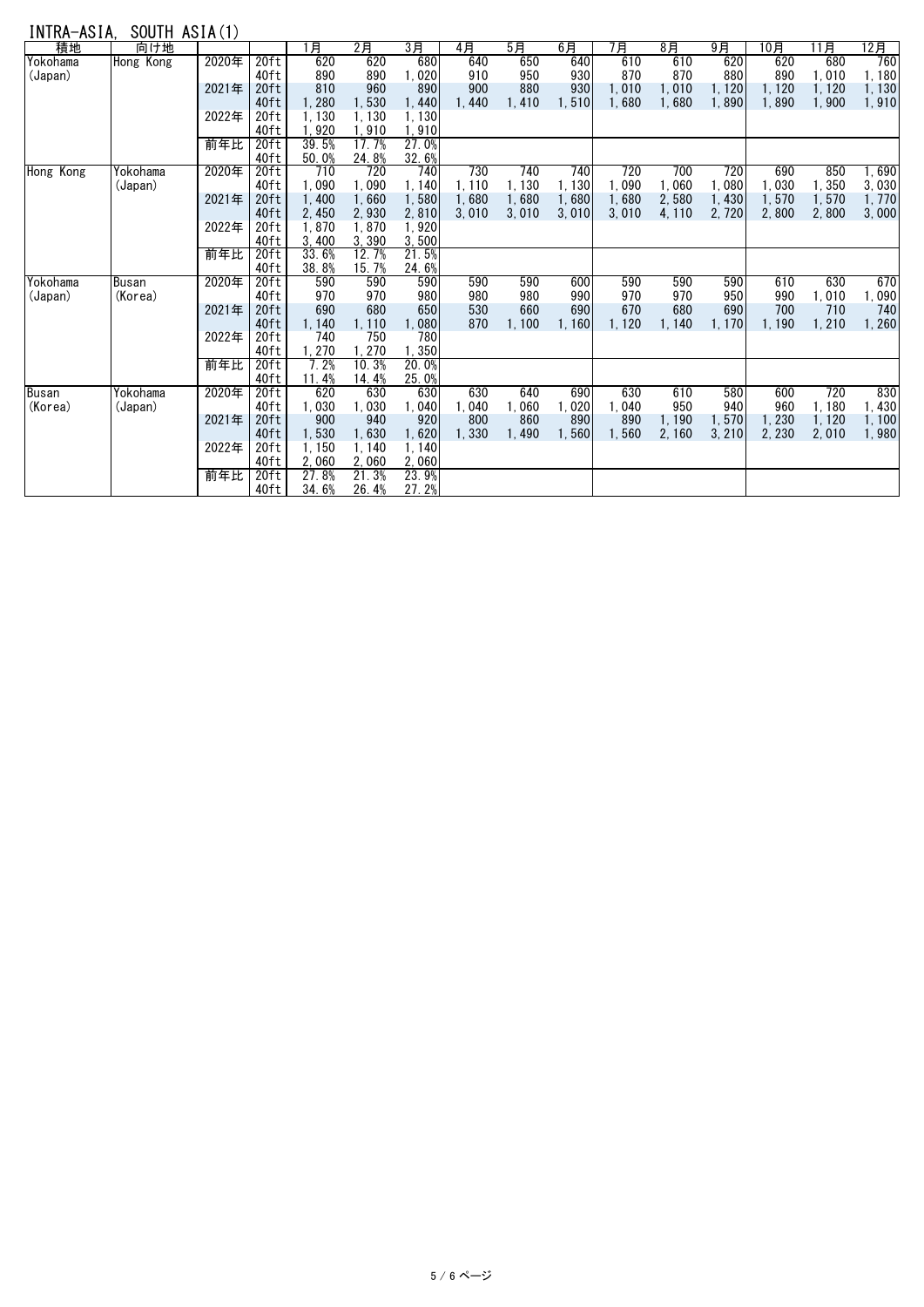## INTRA-ASIA, SOUTH ASIA(1)

| 積地 | 向け地 | | | 1月 | 2月 | 3月 | 4月 | 5月 | 6月 | 7月 | 8月 | 9月 | 10月 | 11月 | 12月 |
|---|---|---|---|---|---|---|---|---|---|---|---|---|---|---|---|
| Yokohama (Japan) | Hong Kong | 2020年 | 20ft | 620 | 620 | 680 | 640 | 650 | 640 | 610 | 610 | 620 | 620 | 680 | 760 |
| | | | 40ft | 890 | 890 | 1,020 | 910 | 950 | 930 | 870 | 870 | 880 | 890 | 1,010 | 1,180 |
| | | 2021年 | 20ft | 810 | 960 | 890 | 900 | 880 | 930 | 1,010 | 1,010 | 1,120 | 1,120 | 1,120 | 1,130 |
| | | | 40ft | 1,280 | 1,530 | 1,440 | 1,440 | 1,410 | 1,510 | 1,680 | 1,680 | 1,890 | 1,890 | 1,900 | 1,910 |
| | | 2022年 | 20ft | 1,130 | 1,130 | 1,130 | | | | | | | | | |
| | | | 40ft | 1,920 | 1,910 | 1,910 | | | | | | | | | |
| | | 前年比 | 20ft | 39.5% | 17.7% | 27.0% | | | | | | | | | |
| | | | 40ft | 50.0% | 24.8% | 32.6% | | | | | | | | | |
| Hong Kong | Yokohama (Japan) | 2020年 | 20ft | 710 | 720 | 740 | 730 | 740 | 740 | 720 | 700 | 720 | 690 | 850 | 1,690 |
| | | | 40ft | 1,090 | 1,090 | 1,140 | 1,110 | 1,130 | 1,130 | 1,090 | 1,060 | 1,080 | 1,030 | 1,350 | 3,030 |
| | | 2021年 | 20ft | 1,400 | 1,660 | 1,580 | 1,680 | 1,680 | 1,680 | 1,680 | 2,580 | 1,430 | 1,570 | 1,570 | 1,770 |
| | | | 40ft | 2,450 | 2,930 | 2,810 | 3,010 | 3,010 | 3,010 | 3,010 | 4,110 | 2,720 | 2,800 | 2,800 | 3,000 |
| | | 2022年 | 20ft | 1,870 | 1,870 | 1,920 | | | | | | | | | |
| | | | 40ft | 3,400 | 3,390 | 3,500 | | | | | | | | | |
| | | 前年比 | 20ft | 33.6% | 12.7% | 21.5% | | | | | | | | | |
| | | | 40ft | 38.8% | 15.7% | 24.6% | | | | | | | | | |
| Yokohama (Japan) | Busan (Korea) | 2020年 | 20ft | 590 | 590 | 590 | 590 | 590 | 600 | 590 | 590 | 590 | 610 | 630 | 670 |
| | | | 40ft | 970 | 970 | 980 | 980 | 980 | 990 | 970 | 970 | 950 | 990 | 1,010 | 1,090 |
| | | 2021年 | 20ft | 690 | 680 | 650 | 530 | 660 | 690 | 670 | 680 | 690 | 700 | 710 | 740 |
| | | | 40ft | 1,140 | 1,110 | 1,080 | 870 | 1,100 | 1,160 | 1,120 | 1,140 | 1,170 | 1,190 | 1,210 | 1,260 |
| | | 2022年 | 20ft | 740 | 750 | 780 | | | | | | | | | |
| | | | 40ft | 1,270 | 1,270 | 1,350 | | | | | | | | | |
| | | 前年比 | 20ft | 7.2% | 10.3% | 20.0% | | | | | | | | | |
| | | | 40ft | 11.4% | 14.4% | 25.0% | | | | | | | | | |
| Busan (Korea) | Yokohama (Japan) | 2020年 | 20ft | 620 | 630 | 630 | 630 | 640 | 690 | 630 | 610 | 580 | 600 | 720 | 830 |
| | | | 40ft | 1,030 | 1,030 | 1,040 | 1,040 | 1,060 | 1,020 | 1,040 | 950 | 940 | 960 | 1,180 | 1,430 |
| | | 2021年 | 20ft | 900 | 940 | 920 | 800 | 860 | 890 | 890 | 1,190 | 1,570 | 1,230 | 1,120 | 1,100 |
| | | | 40ft | 1,530 | 1,630 | 1,620 | 1,330 | 1,490 | 1,560 | 1,560 | 2,160 | 3,210 | 2,230 | 2,010 | 1,980 |
| | | 2022年 | 20ft | 1,150 | 1,140 | 1,140 | | | | | | | | | |
| | | | 40ft | 2,060 | 2,060 | 2,060 | | | | | | | | | |
| | | 前年比 | 20ft | 27.8% | 21.3% | 23.9% | | | | | | | | | |
| | | | 40ft | 34.6% | 26.4% | 27.2% | | | | | | | | | |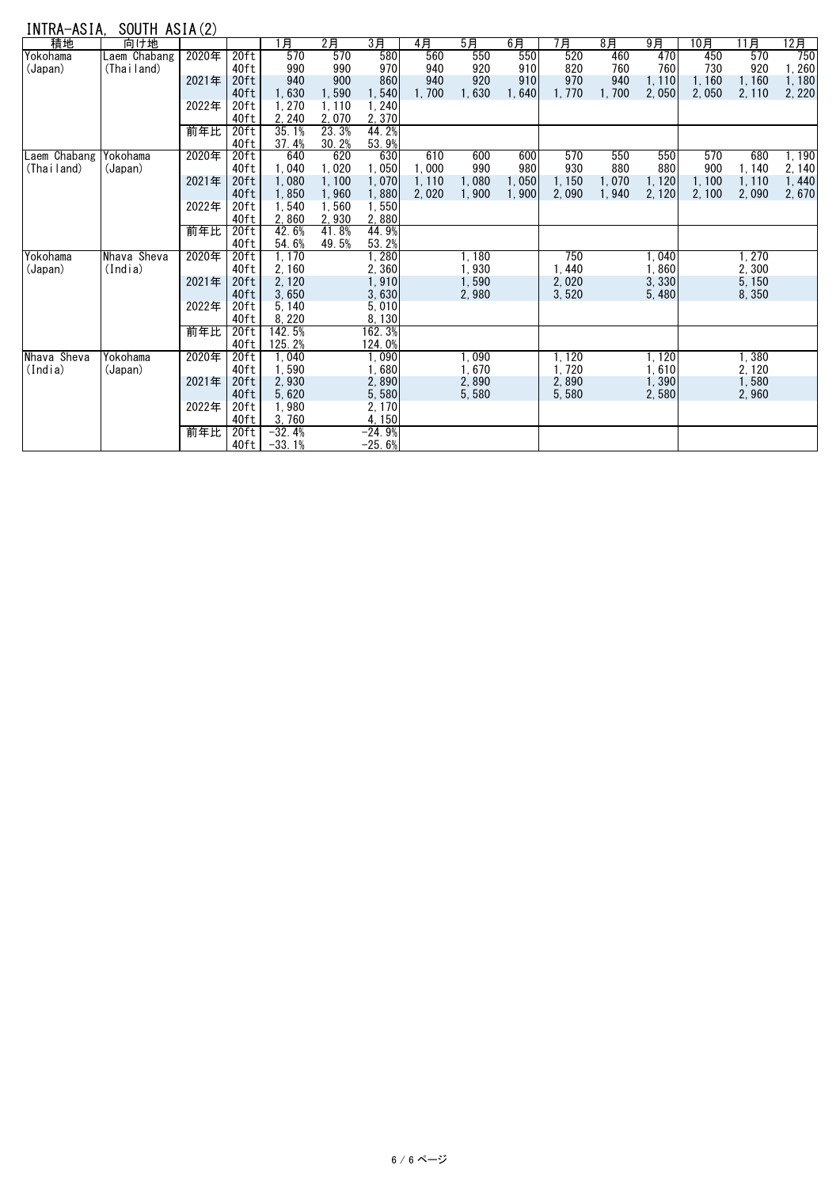## INTRA-ASIA, SOUTH ASIA(2)

| 積地 | 向け地 | | | 1月 | 2月 | 3月 | 4月 | 5月 | 6月 | 7月 | 8月 | 9月 | 10月 | 11月 | 12月 |
|---|---|---|---|---|---|---|---|---|---|---|---|---|---|---|---|
| Yokohama (Japan) | Laem Chabang (Thailand) | 2020年 | 20ft | 570 | 570 | 580 | 560 | 550 | 550 | 520 | 460 | 470 | 450 | 570 | 750 |
| | | | 40ft | 990 | 990 | 970 | 940 | 920 | 910 | 820 | 760 | 760 | 730 | 920 | 1,260 |
| | | 2021年 | 20ft | 940 | 900 | 860 | 940 | 920 | 910 | 970 | 940 | 1,110 | 1,160 | 1,160 | 1,180 |
| | | | 40ft | 1,630 | 1,590 | 1,540 | 1,700 | 1,630 | 1,640 | 1,770 | 1,700 | 2,050 | 2,050 | 2,110 | 2,220 |
| | | 2022年 | 20ft | 1,270 | 1,110 | 1,240 | | | | | | | | | |
| | | | 40ft | 2,240 | 2,070 | 2,370 | | | | | | | | | |
| | | 前年比 | 20ft | 35.1% | 23.3% | 44.2% | | | | | | | | | |
| | | | 40ft | 37.4% | 30.2% | 53.9% | | | | | | | | | |
| Laem Chabang (Thailand) | Yokohama (Japan) | 2020年 | 20ft | 640 | 620 | 630 | 610 | 600 | 600 | 570 | 550 | 550 | 570 | 680 | 1,190 |
| | | | 40ft | 1,040 | 1,020 | 1,050 | 1,000 | 990 | 980 | 930 | 880 | 880 | 900 | 1,140 | 2,140 |
| | | 2021年 | 20ft | 1,080 | 1,100 | 1,070 | 1,110 | 1,080 | 1,050 | 1,150 | 1,070 | 1,120 | 1,100 | 1,110 | 1,440 |
| | | | 40ft | 1,850 | 1,960 | 1,880 | 2,020 | 1,900 | 1,900 | 2,090 | 1,940 | 2,120 | 2,100 | 2,090 | 2,670 |
| | | 2022年 | 20ft | 1,540 | 1,560 | 1,550 | | | | | | | | | |
| | | | 40ft | 2,860 | 2,930 | 2,880 | | | | | | | | | |
| | | 前年比 | 20ft | 42.6% | 41.8% | 44.9% | | | | | | | | | |
| | | | 40ft | 54.6% | 49.5% | 53.2% | | | | | | | | | |
| Yokohama (Japan) | Nhava Sheva (India) | 2020年 | 20ft | 1,170 | | 1,280 | | 1,180 | | 750 | | 1,040 | | 1,270 | |
| | | | 40ft | 2,160 | | 2,360 | | 1,930 | | 1,440 | | 1,860 | | 2,300 | |
| | | 2021年 | 20ft | 2,120 | | 1,910 | | 1,590 | | 2,020 | | 3,330 | | 5,150 | |
| | | | 40ft | 3,650 | | 3,630 | | 2,980 | | 3,520 | | 5,480 | | 8,350 | |
| | | 2022年 | 20ft | 5,140 | | 5,010 | | | | | | | | | |
| | | | 40ft | 8,220 | | 8,130 | | | | | | | | | |
| | | 前年比 | 20ft | 142.5% | | 162.3% | | | | | | | | | |
| | | | 40ft | 125.2% | | 124.0% | | | | | | | | | |
| Nhava Sheva (India) | Yokohama (Japan) | 2020年 | 20ft | 1,040 | | 1,090 | | 1,090 | | 1,120 | | 1,120 | | 1,380 | |
| | | | 40ft | 1,590 | | 1,680 | | 1,670 | | 1,720 | | 1,610 | | 2,120 | |
| | | 2021年 | 20ft | 2,930 | | 2,890 | | 2,890 | | 2,890 | | 1,390 | | 1,580 | |
| | | | 40ft | 5,620 | | 5,580 | | 5,580 | | 5,580 | | 2,580 | | 2,960 | |
| | | 2022年 | 20ft | 1,980 | | 2,170 | | | | | | | | | |
| | | | 40ft | 3,760 | | 4,150 | | | | | | | | | |
| | | 前年比 | 20ft | -32.4% | | -24.9% | | | | | | | | | |
| | | | 40ft | -33.1% | | -25.6% | | | | | | | | | |